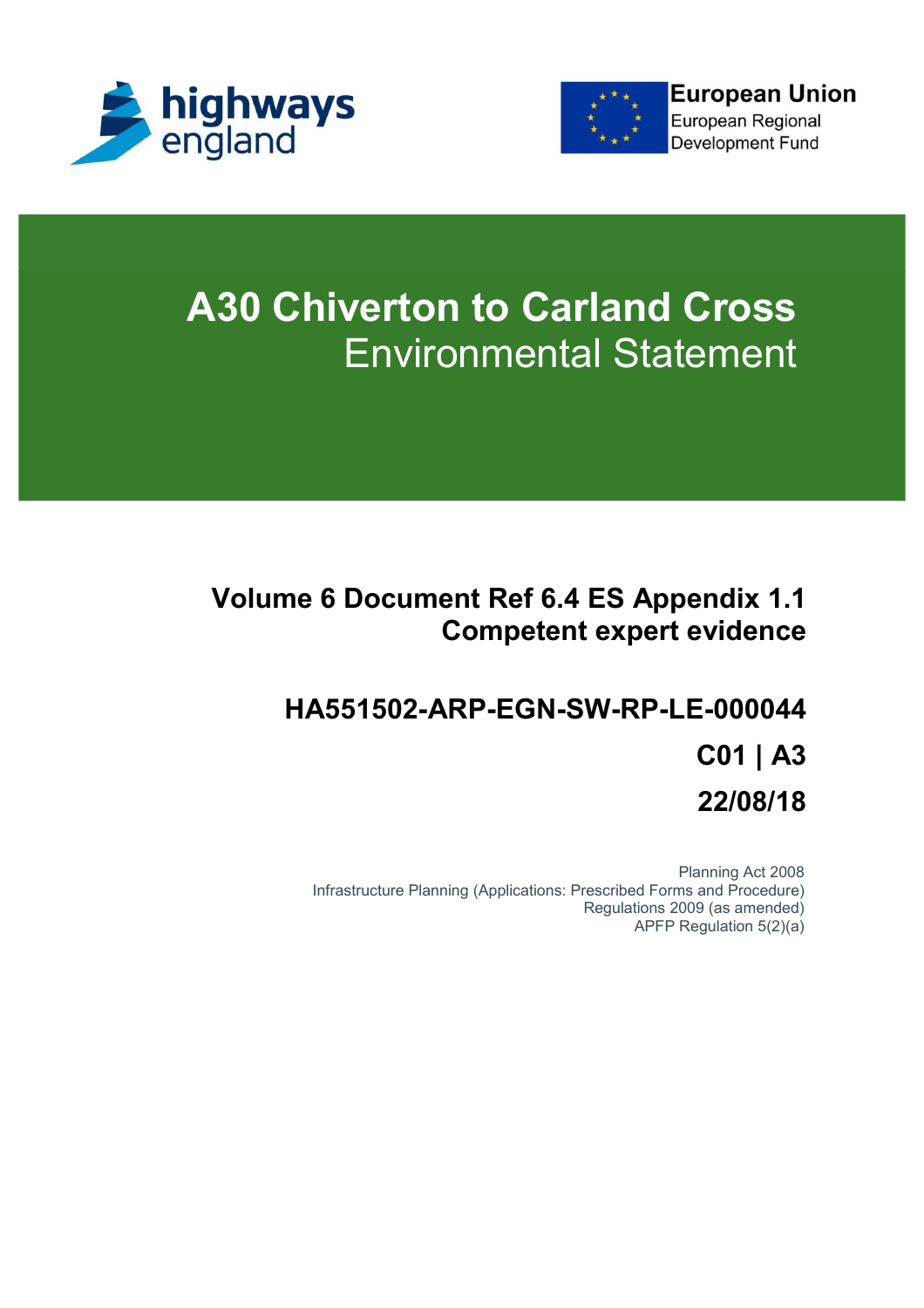highways england

European Union
European Regional Development Fund

# A30 Chiverton to Carland Cross
## Environmental Statement

**Volume 6 Document Ref 6.4 ES Appendix 1.1**
**Competent expert evidence**

**HA551502-ARP-EGN-SW-RP-LE-000044**

**C01 | A3**

**22/08/18**

Planning Act 2008
Infrastructure Planning (Applications: Prescribed Forms and Procedure) Regulations 2009 (as amended)
APFP Regulation 5(2)(a)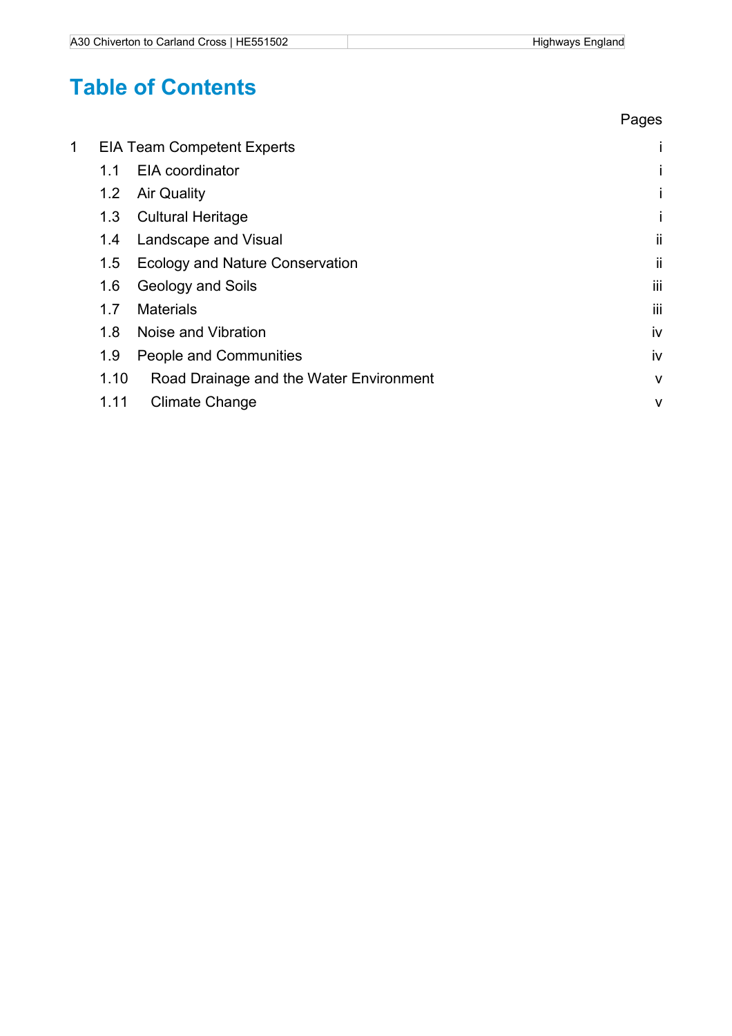# Table of Contents

| | | Pages |
|---|---|---|
| 1 | EIA Team Competent Experts | i |
| 1.1 | EIA coordinator | i |
| 1.2 | Air Quality | i |
| 1.3 | Cultural Heritage | i |
| 1.4 | Landscape and Visual | ii |
| 1.5 | Ecology and Nature Conservation | ii |
| 1.6 | Geology and Soils | iii |
| 1.7 | Materials | iii |
| 1.8 | Noise and Vibration | iv |
| 1.9 | People and Communities | iv |
| 1.10 | Road Drainage and the Water Environment | v |
| 1.11 | Climate Change | v |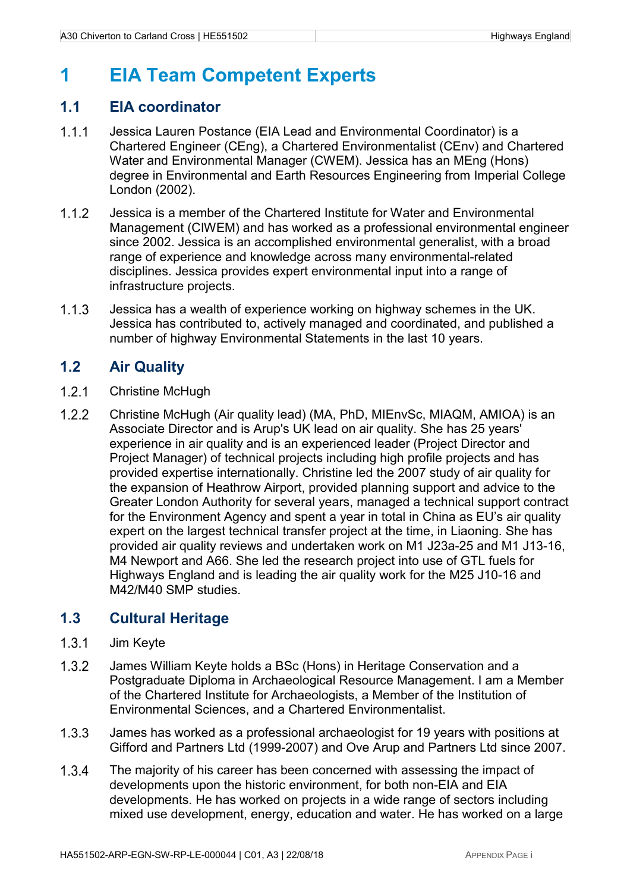# 1 EIA Team Competent Experts

## 1.1 EIA coordinator

1.1.1 Jessica Lauren Postance (EIA Lead and Environmental Coordinator) is a Chartered Engineer (CEng), a Chartered Environmentalist (CEnv) and Chartered Water and Environmental Manager (CWEM). Jessica has an MEng (Hons) degree in Environmental and Earth Resources Engineering from Imperial College London (2002).

1.1.2 Jessica is a member of the Chartered Institute for Water and Environmental Management (CIWEM) and has worked as a professional environmental engineer since 2002. Jessica is an accomplished environmental generalist, with a broad range of experience and knowledge across many environmental-related disciplines. Jessica provides expert environmental input into a range of infrastructure projects.

1.1.3 Jessica has a wealth of experience working on highway schemes in the UK. Jessica has contributed to, actively managed and coordinated, and published a number of highway Environmental Statements in the last 10 years.

## 1.2 Air Quality

1.2.1 Christine McHugh

1.2.2 Christine McHugh (Air quality lead) (MA, PhD, MIEnvSc, MIAQM, AMIOA) is an Associate Director and is Arup's UK lead on air quality. She has 25 years' experience in air quality and is an experienced leader (Project Director and Project Manager) of technical projects including high profile projects and has provided expertise internationally. Christine led the 2007 study of air quality for the expansion of Heathrow Airport, provided planning support and advice to the Greater London Authority for several years, managed a technical support contract for the Environment Agency and spent a year in total in China as EU's air quality expert on the largest technical transfer project at the time, in Liaoning. She has provided air quality reviews and undertaken work on M1 J23a-25 and M1 J13-16, M4 Newport and A66. She led the research project into use of GTL fuels for Highways England and is leading the air quality work for the M25 J10-16 and M42/M40 SMP studies.

## 1.3 Cultural Heritage

1.3.1 Jim Keyte

1.3.2 James William Keyte holds a BSc (Hons) in Heritage Conservation and a Postgraduate Diploma in Archaeological Resource Management. I am a Member of the Chartered Institute for Archaeologists, a Member of the Institution of Environmental Sciences, and a Chartered Environmentalist.

1.3.3 James has worked as a professional archaeologist for 19 years with positions at Gifford and Partners Ltd (1999-2007) and Ove Arup and Partners Ltd since 2007.

1.3.4 The majority of his career has been concerned with assessing the impact of developments upon the historic environment, for both non-EIA and EIA developments. He has worked on projects in a wide range of sectors including mixed use development, energy, education and water. He has worked on a large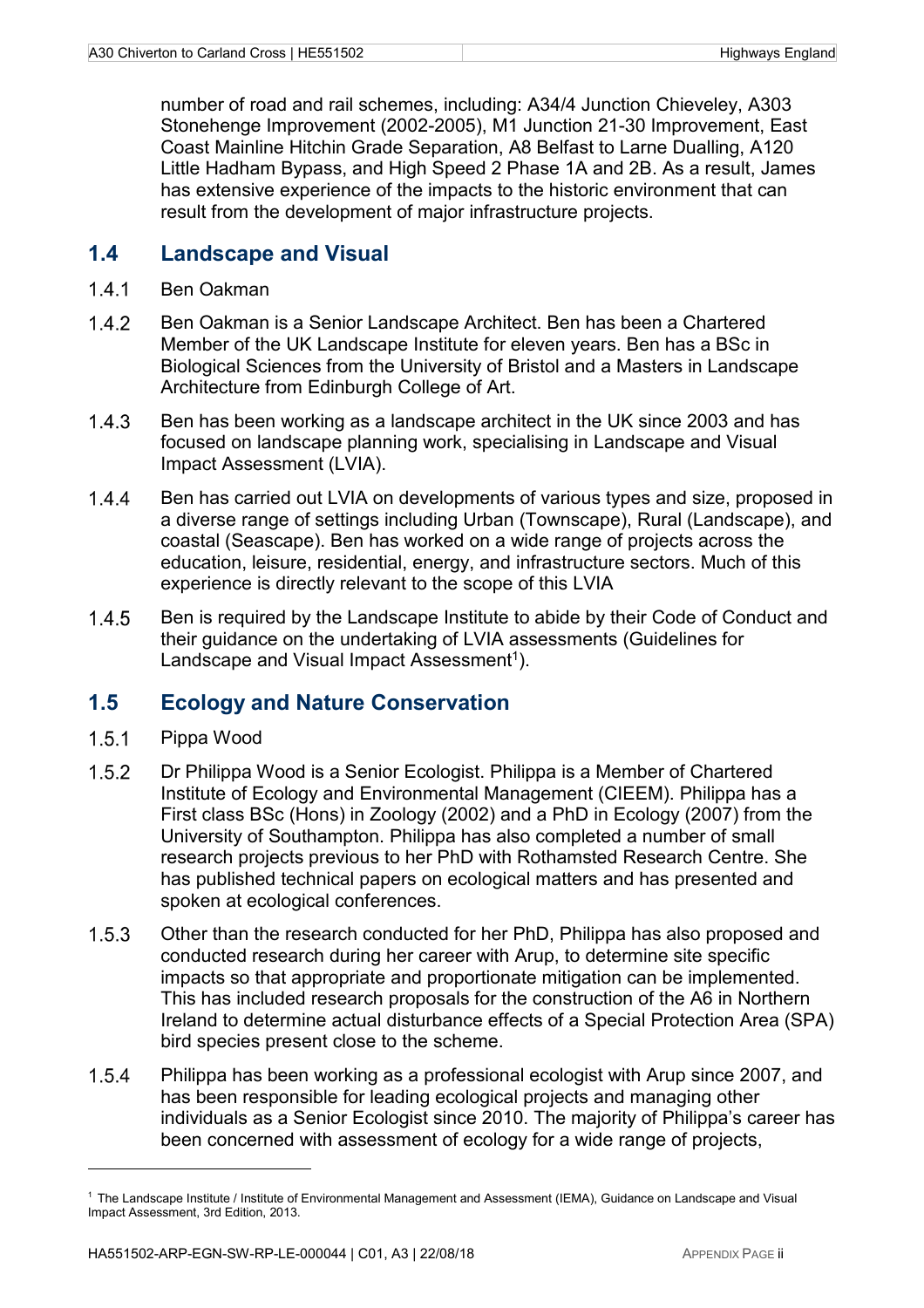number of road and rail schemes, including: A34/4 Junction Chieveley, A303 Stonehenge Improvement (2002-2005), M1 Junction 21-30 Improvement, East Coast Mainline Hitchin Grade Separation, A8 Belfast to Larne Dualling, A120 Little Hadham Bypass, and High Speed 2 Phase 1A and 2B. As a result, James has extensive experience of the impacts to the historic environment that can result from the development of major infrastructure projects.

## 1.4 Landscape and Visual

1.4.1 Ben Oakman

1.4.2 Ben Oakman is a Senior Landscape Architect. Ben has been a Chartered Member of the UK Landscape Institute for eleven years. Ben has a BSc in Biological Sciences from the University of Bristol and a Masters in Landscape Architecture from Edinburgh College of Art.

1.4.3 Ben has been working as a landscape architect in the UK since 2003 and has focused on landscape planning work, specialising in Landscape and Visual Impact Assessment (LVIA).

1.4.4 Ben has carried out LVIA on developments of various types and size, proposed in a diverse range of settings including Urban (Townscape), Rural (Landscape), and coastal (Seascape). Ben has worked on a wide range of projects across the education, leisure, residential, energy, and infrastructure sectors. Much of this experience is directly relevant to the scope of this LVIA

1.4.5 Ben is required by the Landscape Institute to abide by their Code of Conduct and their guidance on the undertaking of LVIA assessments (Guidelines for Landscape and Visual Impact Assessment[1]).

## 1.5 Ecology and Nature Conservation

1.5.1 Pippa Wood

1.5.2 Dr Philippa Wood is a Senior Ecologist. Philippa is a Member of Chartered Institute of Ecology and Environmental Management (CIEEM). Philippa has a First class BSc (Hons) in Zoology (2002) and a PhD in Ecology (2007) from the University of Southampton. Philippa has also completed a number of small research projects previous to her PhD with Rothamsted Research Centre. She has published technical papers on ecological matters and has presented and spoken at ecological conferences.

1.5.3 Other than the research conducted for her PhD, Philippa has also proposed and conducted research during her career with Arup, to determine site specific impacts so that appropriate and proportionate mitigation can be implemented. This has included research proposals for the construction of the A6 in Northern Ireland to determine actual disturbance effects of a Special Protection Area (SPA) bird species present close to the scheme.

1.5.4 Philippa has been working as a professional ecologist with Arup since 2007, and has been responsible for leading ecological projects and managing other individuals as a Senior Ecologist since 2010. The majority of Philippa's career has been concerned with assessment of ecology for a wide range of projects,

[1] The Landscape Institute / Institute of Environmental Management and Assessment (IEMA), Guidance on Landscape and Visual Impact Assessment, 3rd Edition, 2013.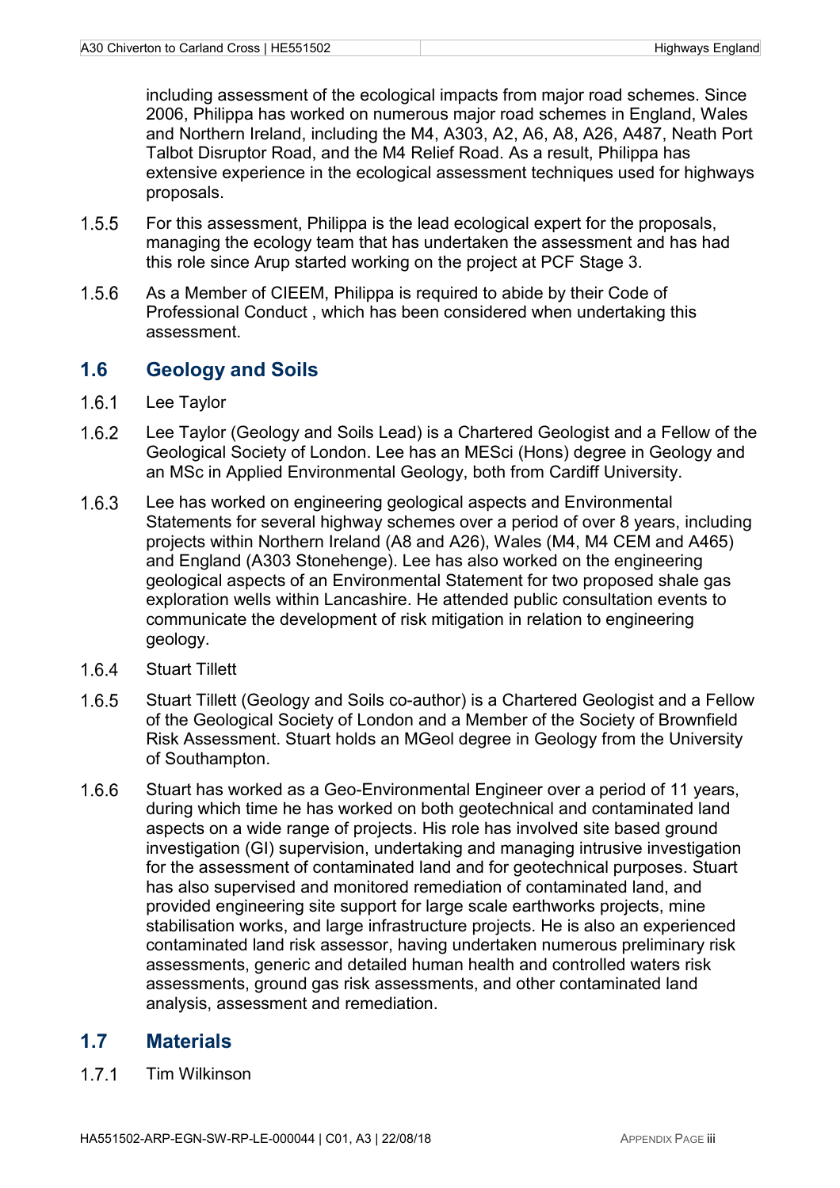including assessment of the ecological impacts from major road schemes. Since 2006, Philippa has worked on numerous major road schemes in England, Wales and Northern Ireland, including the M4, A303, A2, A6, A8, A26, A487, Neath Port Talbot Disruptor Road, and the M4 Relief Road. As a result, Philippa has extensive experience in the ecological assessment techniques used for highways proposals.

1.5.5 For this assessment, Philippa is the lead ecological expert for the proposals, managing the ecology team that has undertaken the assessment and has had this role since Arup started working on the project at PCF Stage 3.

1.5.6 As a Member of CIEEM, Philippa is required to abide by their Code of Professional Conduct , which has been considered when undertaking this assessment.

## 1.6 Geology and Soils

1.6.1 Lee Taylor

1.6.2 Lee Taylor (Geology and Soils Lead) is a Chartered Geologist and a Fellow of the Geological Society of London. Lee has an MESci (Hons) degree in Geology and an MSc in Applied Environmental Geology, both from Cardiff University.

1.6.3 Lee has worked on engineering geological aspects and Environmental Statements for several highway schemes over a period of over 8 years, including projects within Northern Ireland (A8 and A26), Wales (M4, M4 CEM and A465) and England (A303 Stonehenge). Lee has also worked on the engineering geological aspects of an Environmental Statement for two proposed shale gas exploration wells within Lancashire. He attended public consultation events to communicate the development of risk mitigation in relation to engineering geology.

1.6.4 Stuart Tillett

1.6.5 Stuart Tillett (Geology and Soils co-author) is a Chartered Geologist and a Fellow of the Geological Society of London and a Member of the Society of Brownfield Risk Assessment. Stuart holds an MGeol degree in Geology from the University of Southampton.

1.6.6 Stuart has worked as a Geo-Environmental Engineer over a period of 11 years, during which time he has worked on both geotechnical and contaminated land aspects on a wide range of projects. His role has involved site based ground investigation (GI) supervision, undertaking and managing intrusive investigation for the assessment of contaminated land and for geotechnical purposes. Stuart has also supervised and monitored remediation of contaminated land, and provided engineering site support for large scale earthworks projects, mine stabilisation works, and large infrastructure projects. He is also an experienced contaminated land risk assessor, having undertaken numerous preliminary risk assessments, generic and detailed human health and controlled waters risk assessments, ground gas risk assessments, and other contaminated land analysis, assessment and remediation.

## 1.7 Materials

1.7.1 Tim Wilkinson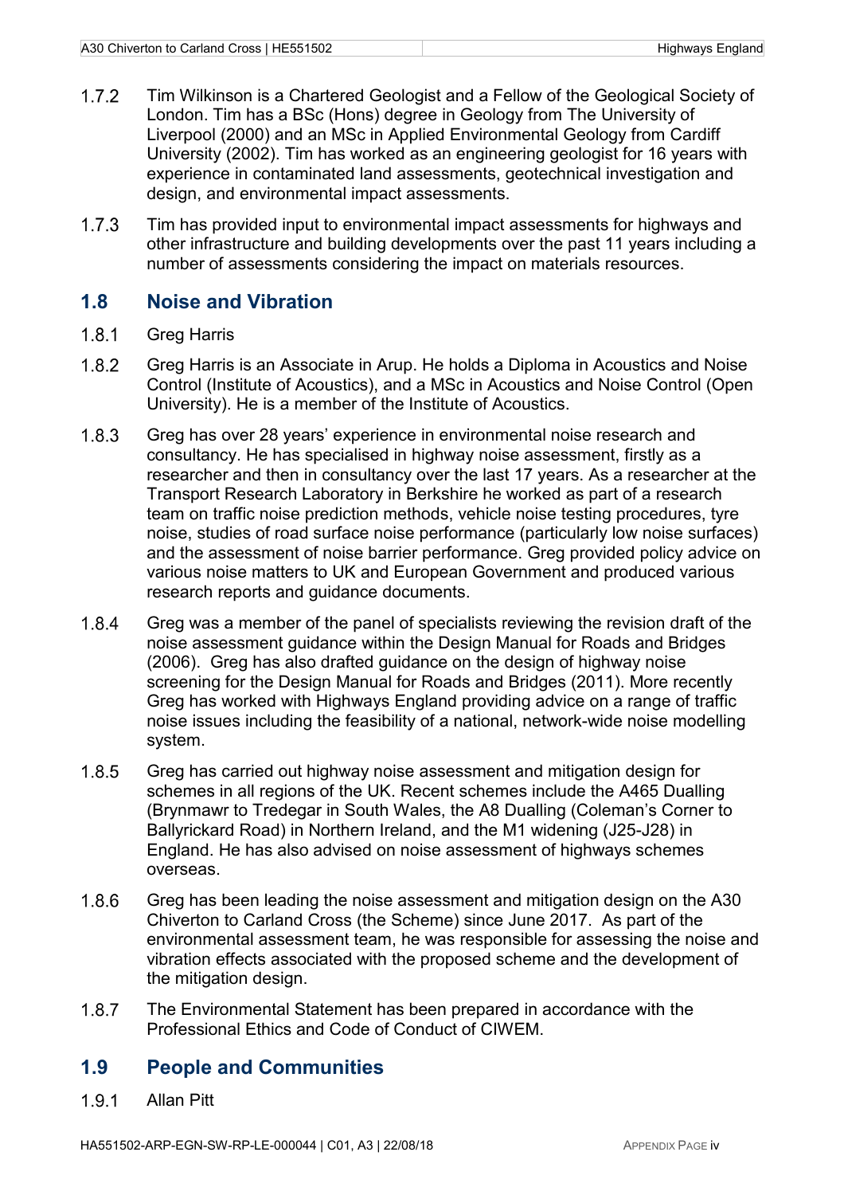1.7.2 Tim Wilkinson is a Chartered Geologist and a Fellow of the Geological Society of London. Tim has a BSc (Hons) degree in Geology from The University of Liverpool (2000) and an MSc in Applied Environmental Geology from Cardiff University (2002). Tim has worked as an engineering geologist for 16 years with experience in contaminated land assessments, geotechnical investigation and design, and environmental impact assessments.

1.7.3 Tim has provided input to environmental impact assessments for highways and other infrastructure and building developments over the past 11 years including a number of assessments considering the impact on materials resources.

## 1.8 Noise and Vibration

1.8.1 Greg Harris

1.8.2 Greg Harris is an Associate in Arup. He holds a Diploma in Acoustics and Noise Control (Institute of Acoustics), and a MSc in Acoustics and Noise Control (Open University). He is a member of the Institute of Acoustics.

1.8.3 Greg has over 28 years' experience in environmental noise research and consultancy. He has specialised in highway noise assessment, firstly as a researcher and then in consultancy over the last 17 years. As a researcher at the Transport Research Laboratory in Berkshire he worked as part of a research team on traffic noise prediction methods, vehicle noise testing procedures, tyre noise, studies of road surface noise performance (particularly low noise surfaces) and the assessment of noise barrier performance. Greg provided policy advice on various noise matters to UK and European Government and produced various research reports and guidance documents.

1.8.4 Greg was a member of the panel of specialists reviewing the revision draft of the noise assessment guidance within the Design Manual for Roads and Bridges (2006). Greg has also drafted guidance on the design of highway noise screening for the Design Manual for Roads and Bridges (2011). More recently Greg has worked with Highways England providing advice on a range of traffic noise issues including the feasibility of a national, network-wide noise modelling system.

1.8.5 Greg has carried out highway noise assessment and mitigation design for schemes in all regions of the UK. Recent schemes include the A465 Dualling (Brynmawr to Tredegar in South Wales, the A8 Dualling (Coleman's Corner to Ballyrickard Road) in Northern Ireland, and the M1 widening (J25-J28) in England. He has also advised on noise assessment of highways schemes overseas.

1.8.6 Greg has been leading the noise assessment and mitigation design on the A30 Chiverton to Carland Cross (the Scheme) since June 2017. As part of the environmental assessment team, he was responsible for assessing the noise and vibration effects associated with the proposed scheme and the development of the mitigation design.

1.8.7 The Environmental Statement has been prepared in accordance with the Professional Ethics and Code of Conduct of CIWEM.

## 1.9 People and Communities

1.9.1 Allan Pitt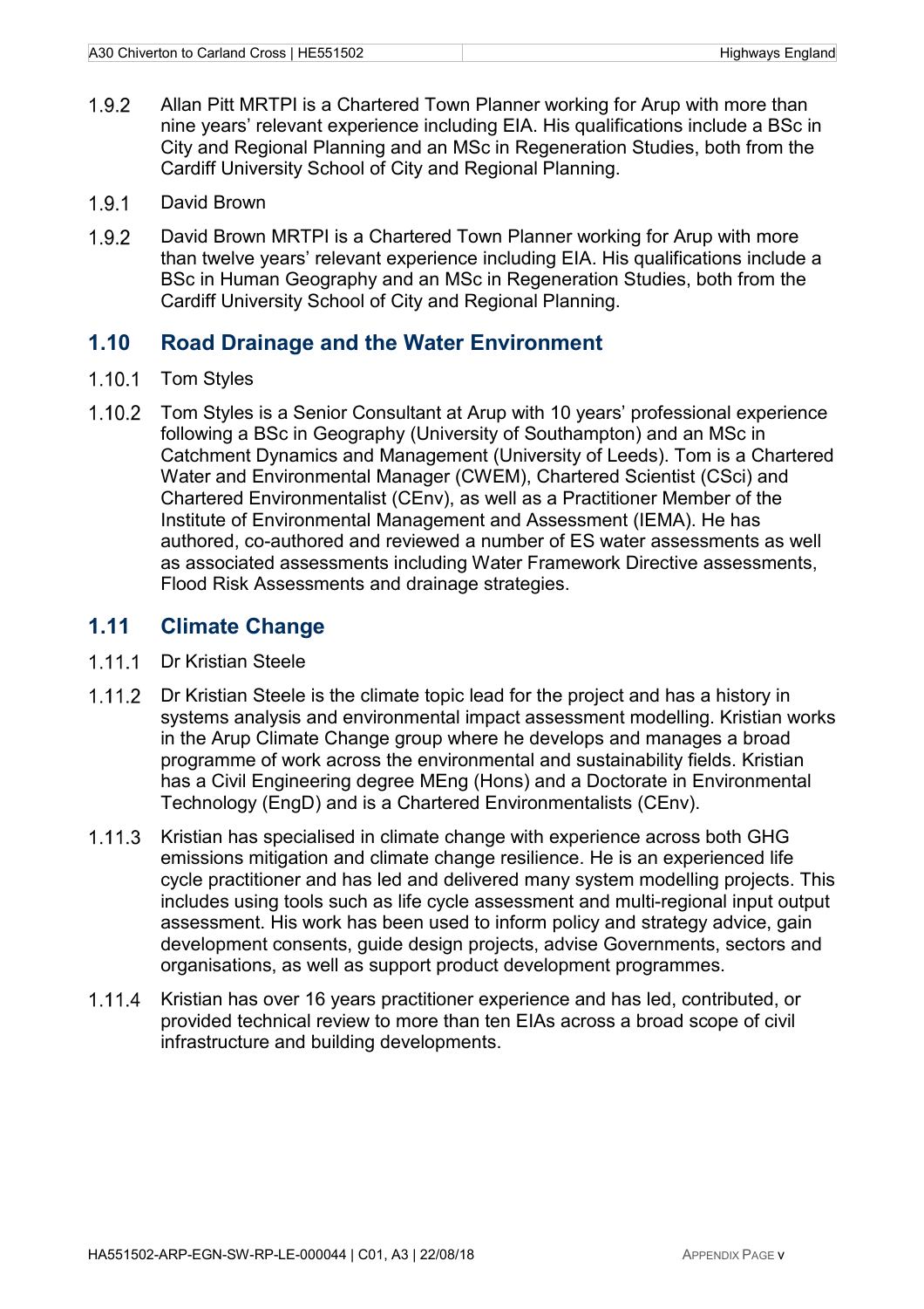1.9.2 Allan Pitt MRTPI is a Chartered Town Planner working for Arup with more than nine years' relevant experience including EIA. His qualifications include a BSc in City and Regional Planning and an MSc in Regeneration Studies, both from the Cardiff University School of City and Regional Planning.

1.9.1 David Brown

1.9.2 David Brown MRTPI is a Chartered Town Planner working for Arup with more than twelve years' relevant experience including EIA. His qualifications include a BSc in Human Geography and an MSc in Regeneration Studies, both from the Cardiff University School of City and Regional Planning.

## 1.10 Road Drainage and the Water Environment

1.10.1 Tom Styles

1.10.2 Tom Styles is a Senior Consultant at Arup with 10 years' professional experience following a BSc in Geography (University of Southampton) and an MSc in Catchment Dynamics and Management (University of Leeds). Tom is a Chartered Water and Environmental Manager (CWEM), Chartered Scientist (CSci) and Chartered Environmentalist (CEnv), as well as a Practitioner Member of the Institute of Environmental Management and Assessment (IEMA). He has authored, co-authored and reviewed a number of ES water assessments as well as associated assessments including Water Framework Directive assessments, Flood Risk Assessments and drainage strategies.

## 1.11 Climate Change

1.11.1 Dr Kristian Steele

1.11.2 Dr Kristian Steele is the climate topic lead for the project and has a history in systems analysis and environmental impact assessment modelling. Kristian works in the Arup Climate Change group where he develops and manages a broad programme of work across the environmental and sustainability fields. Kristian has a Civil Engineering degree MEng (Hons) and a Doctorate in Environmental Technology (EngD) and is a Chartered Environmentalists (CEnv).

1.11.3 Kristian has specialised in climate change with experience across both GHG emissions mitigation and climate change resilience. He is an experienced life cycle practitioner and has led and delivered many system modelling projects. This includes using tools such as life cycle assessment and multi-regional input output assessment. His work has been used to inform policy and strategy advice, gain development consents, guide design projects, advise Governments, sectors and organisations, as well as support product development programmes.

1.11.4 Kristian has over 16 years practitioner experience and has led, contributed, or provided technical review to more than ten EIAs across a broad scope of civil infrastructure and building developments.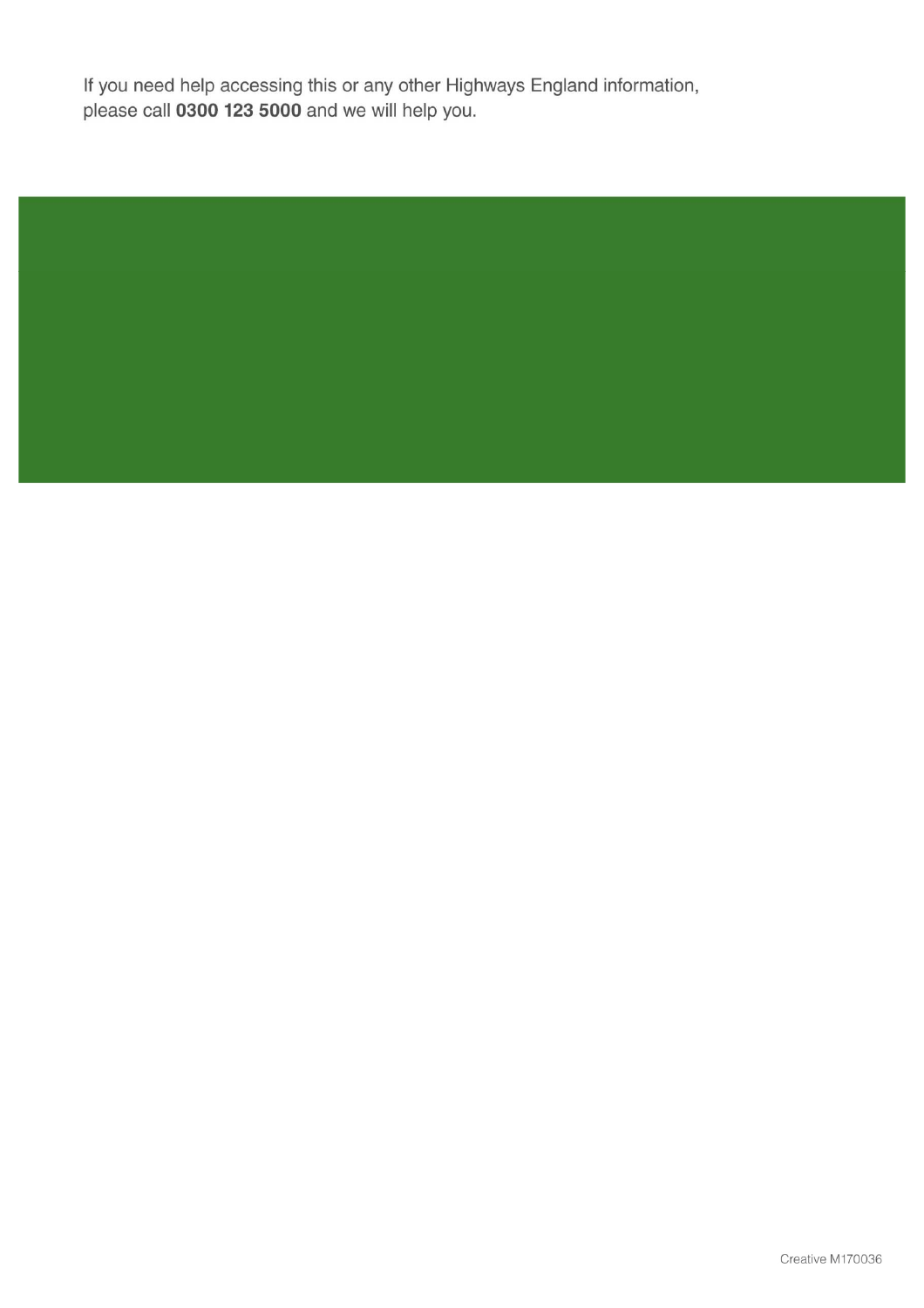If you need help accessing this or any other Highways England information, please call **0300 123 5000** and we will help you.

Creative M170036